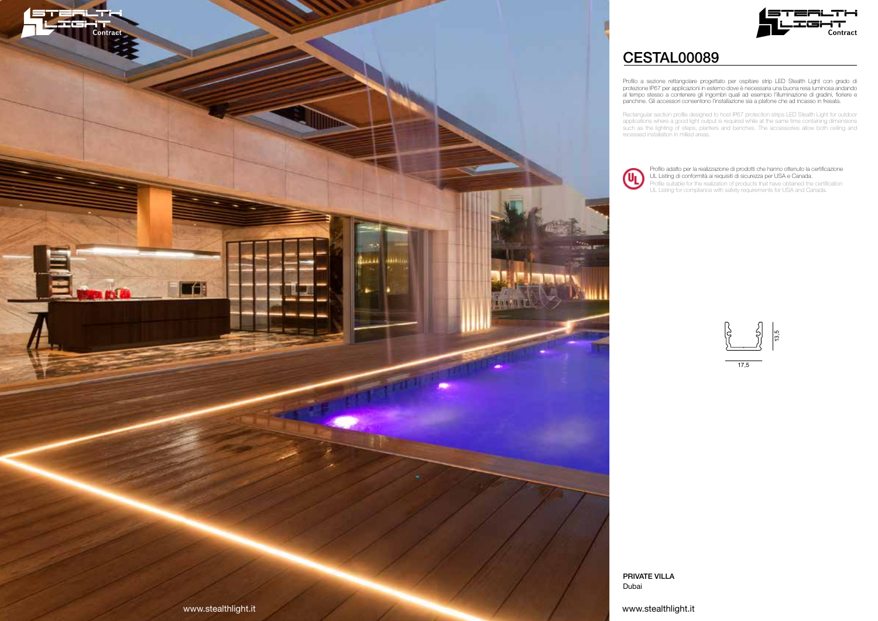# CESTAL00089

Profilo a sezione rettangolare progettato per ospitare strip LED Stealth Light con grado di protezione IP67 per applicazioni in esterno dove è necessaria una buona resa luminosa andando al tempo stesso a contenere gli ingombri quali ad esempio l'illuminazione di gradini, fioriere e panchine. Gli accessori consentono l'installazione sia a plafone che ad incasso in fresata.

Rectangular section profile designed to host IP67 protection strips LED Stealth Light for outdoor applications where a good light output is required while at the same time containing dimensions such as the lighting of steps, planters and benches. The accessories allow both ceiling and recessed installation in milled areas.

Profilo adatto per la realizzazione di prodotti che hanno ottenuto la certificazione UL Listing di conformità ai requisiti di sicurezza per USA e Canada.
Profile suitable for the realization of products that have obtained the certification UL Listing for compliance with safety requirements for USA and Canada.

13,5

17,5

**PRIVATE VILLA**
Dubai

www.stealthlight.it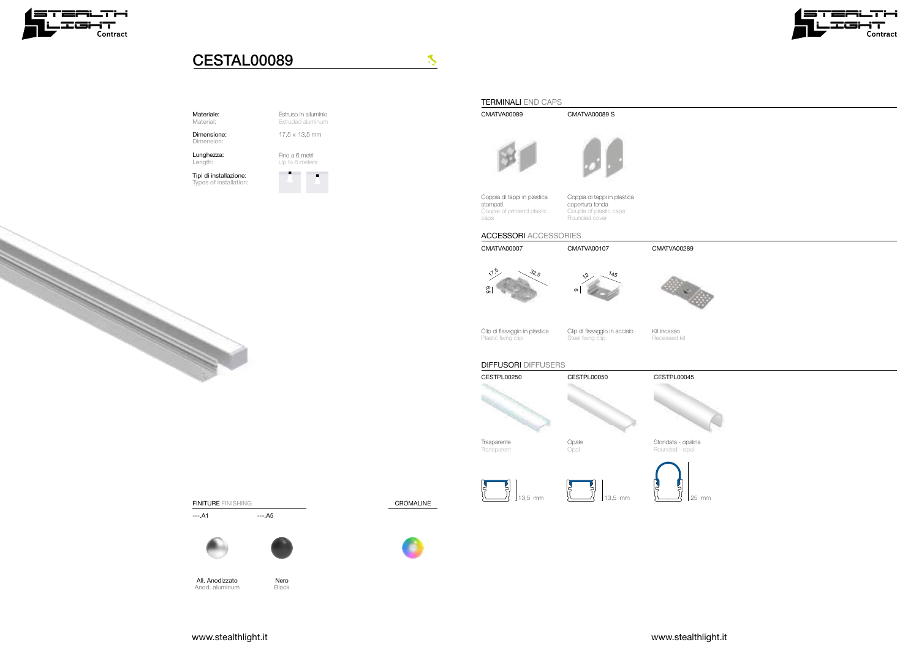# CESTAL00089

| | |
|---|---|
| Materiale: Material: | Estruso in alluminio Extruded aluminum |
| Dimensione: Dimension: | 17,5 × 13,5 mm |
| Lunghezza: Length: | Fino a 6 metri Up to 6 meters |
| Tipi di installazione: Types of installation: | |

## FINITURE FINISHING

---.A1
All. Anodizzato
Anod. aluminum

---.A5
Nero
Black

CROMALINE

## TERMINALI END CAPS

**CMATVA00089**
Coppia di tappi in plastica stampati
Couple of printend plastic caps

**CMATVA00089 S**
Coppia di tappi in plastica copertura tonda
Couple of plastic caps Rounded cover

## ACCESSORI ACCESSORIES

**CMATVA00007**
17,5
32,5
6,5
Clip di fissaggio in plastica
Plastic fixing clip

**CMATVA00107**
12
14,5
6
Clip di fissaggio in acciaio
Steel fixing clip

**CMATVA00289**
Kit incasso
Recessed kit

## DIFFUSORI DIFFUSERS

**CESTPL00250**
Trasparente
Transparent
13,5 mm

**CESTPL00050**
Opale
Opal
13,5 mm

**CESTPL00045**
Stondata - opalina
Rounded - opal
25 mm

www.stealthlight.it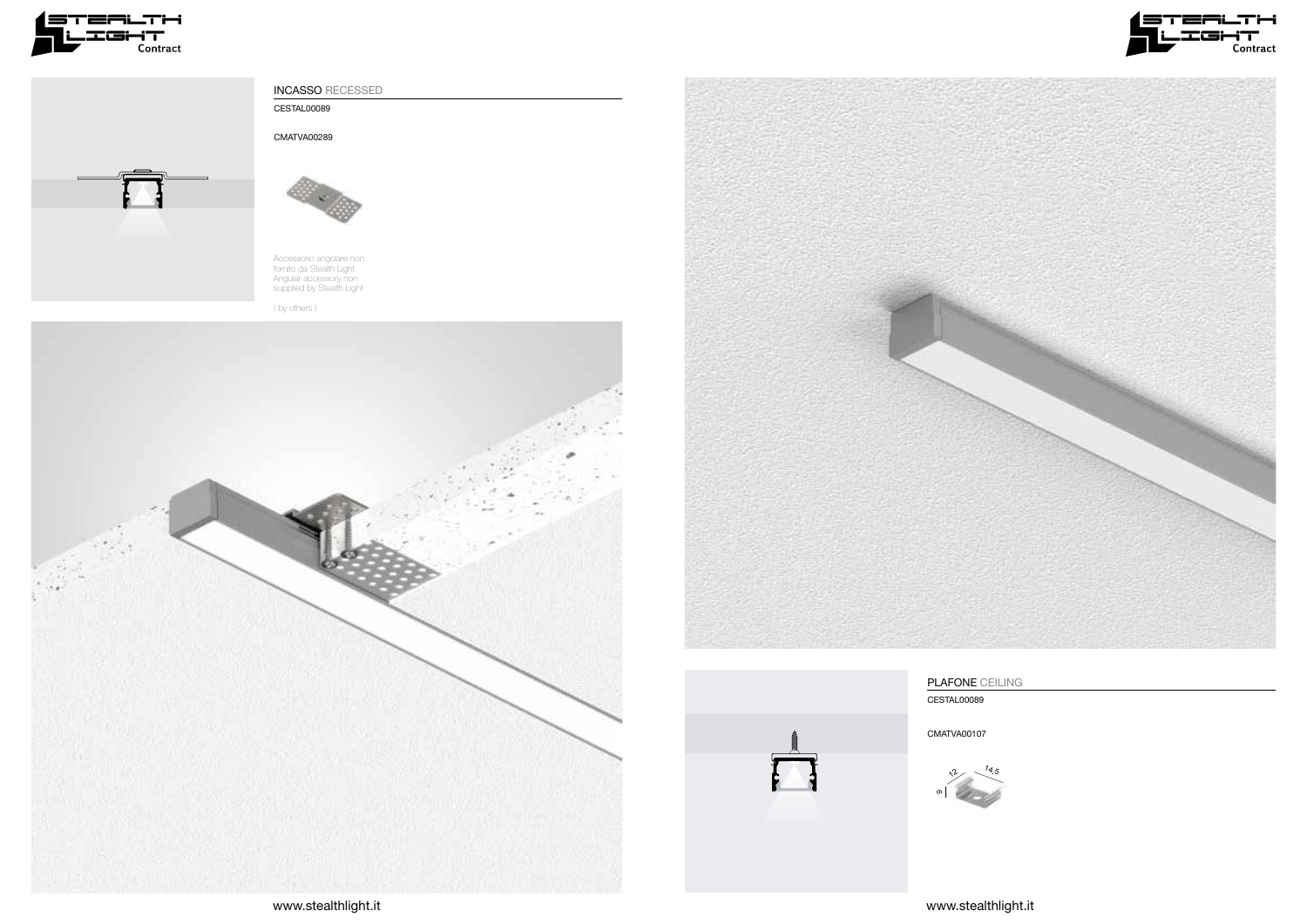## INCASSO RECESSED

CESTAL00089

CMATVA00289

Accessorio angolare non fornito da Stealth Light
Angular accessory non supplied by Stealth Light

( by others )

www.stealthlight.it

## PLAFONE CEILING

CESTAL00089

CMATVA00107

12
14,5
9

www.stealthlight.it